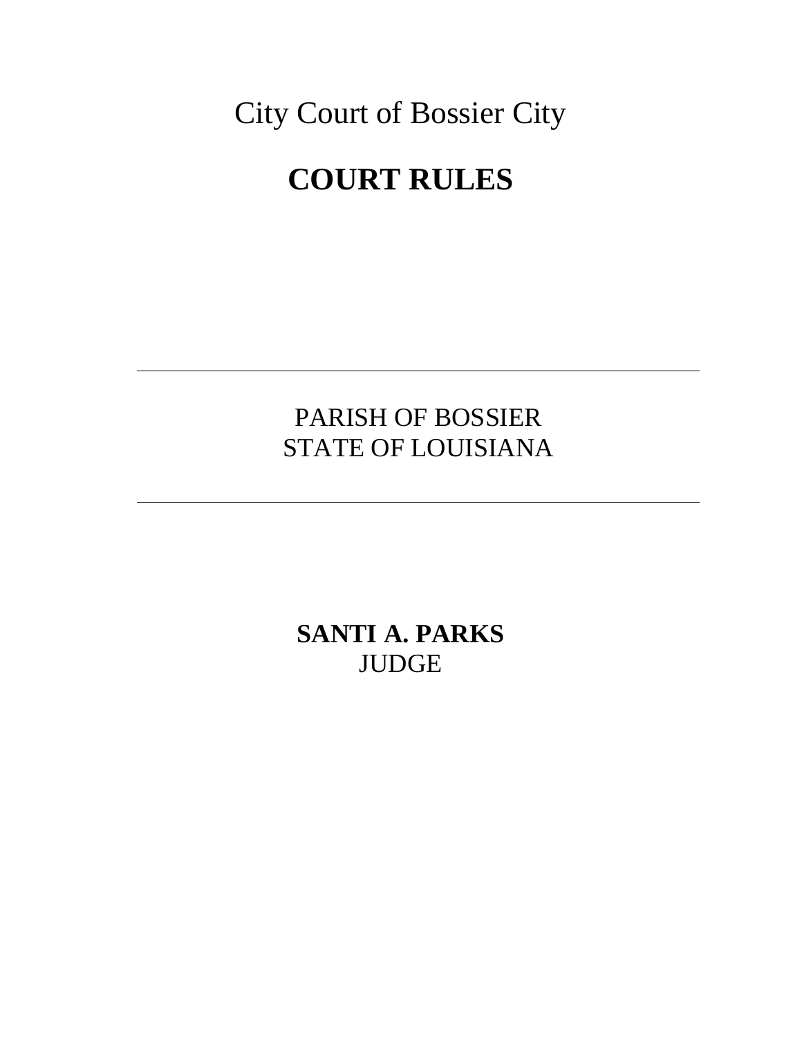City Court of Bossier City

# COURT RULES

---

PARISH OF BOSSIER
STATE OF LOUISIANA

---

**SANTI A. PARKS**
JUDGE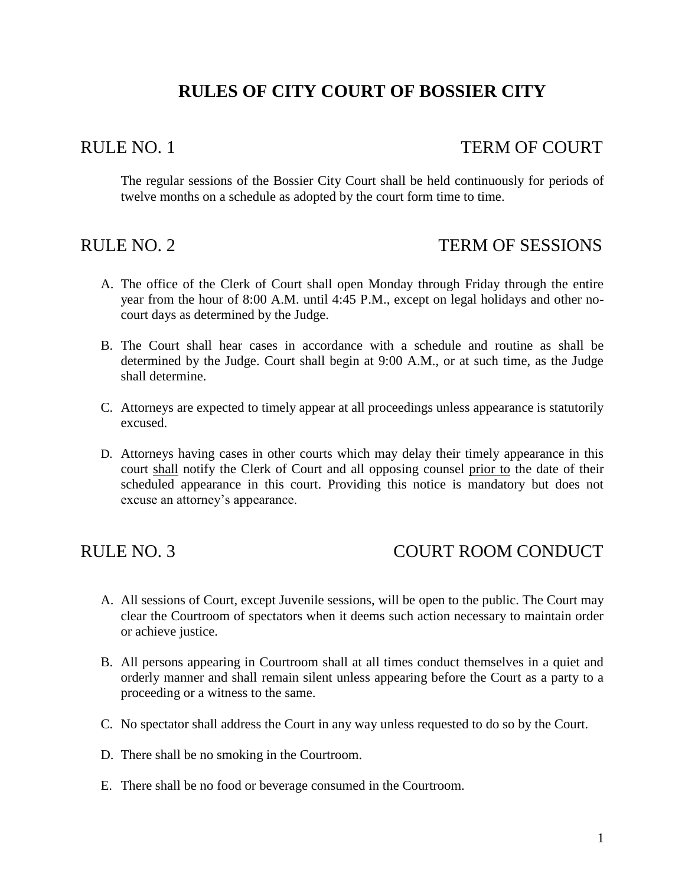# RULES OF CITY COURT OF BOSSIER CITY

## RULE NO. 1 TERM OF COURT

The regular sessions of the Bossier City Court shall be held continuously for periods of twelve months on a schedule as adopted by the court form time to time.

## RULE NO. 2 TERM OF SESSIONS

A. The office of the Clerk of Court shall open Monday through Friday through the entire year from the hour of 8:00 A.M. until 4:45 P.M., except on legal holidays and other no-court days as determined by the Judge.

B. The Court shall hear cases in accordance with a schedule and routine as shall be determined by the Judge. Court shall begin at 9:00 A.M., or at such time, as the Judge shall determine.

C. Attorneys are expected to timely appear at all proceedings unless appearance is statutorily excused.

D. Attorneys having cases in other courts which may delay their timely appearance in this court <u>shall</u> notify the Clerk of Court and all opposing counsel <u>prior to</u> the date of their scheduled appearance in this court. Providing this notice is mandatory but does not excuse an attorney's appearance.

## RULE NO. 3 COURT ROOM CONDUCT

A. All sessions of Court, except Juvenile sessions, will be open to the public. The Court may clear the Courtroom of spectators when it deems such action necessary to maintain order or achieve justice.

B. All persons appearing in Courtroom shall at all times conduct themselves in a quiet and orderly manner and shall remain silent unless appearing before the Court as a party to a proceeding or a witness to the same.

C. No spectator shall address the Court in any way unless requested to do so by the Court.

D. There shall be no smoking in the Courtroom.

E. There shall be no food or beverage consumed in the Courtroom.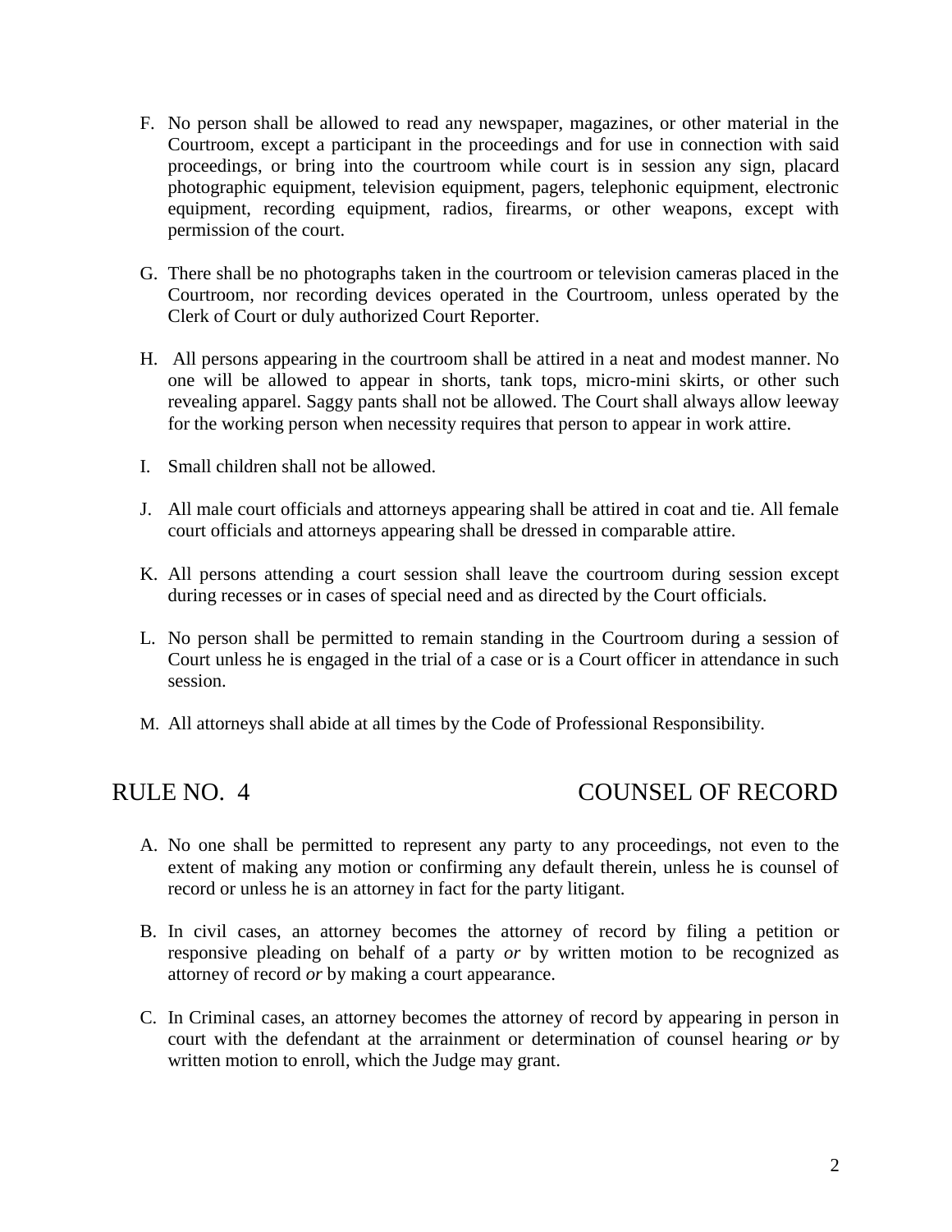F. No person shall be allowed to read any newspaper, magazines, or other material in the Courtroom, except a participant in the proceedings and for use in connection with said proceedings, or bring into the courtroom while court is in session any sign, placard photographic equipment, television equipment, pagers, telephonic equipment, electronic equipment, recording equipment, radios, firearms, or other weapons, except with permission of the court.

G. There shall be no photographs taken in the courtroom or television cameras placed in the Courtroom, nor recording devices operated in the Courtroom, unless operated by the Clerk of Court or duly authorized Court Reporter.

H. All persons appearing in the courtroom shall be attired in a neat and modest manner. No one will be allowed to appear in shorts, tank tops, micro-mini skirts, or other such revealing apparel. Saggy pants shall not be allowed. The Court shall always allow leeway for the working person when necessity requires that person to appear in work attire.

I. Small children shall not be allowed.

J. All male court officials and attorneys appearing shall be attired in coat and tie. All female court officials and attorneys appearing shall be dressed in comparable attire.

K. All persons attending a court session shall leave the courtroom during session except during recesses or in cases of special need and as directed by the Court officials.

L. No person shall be permitted to remain standing in the Courtroom during a session of Court unless he is engaged in the trial of a case or is a Court officer in attendance in such session.

M. All attorneys shall abide at all times by the Code of Professional Responsibility.

## RULE NO. 4 COUNSEL OF RECORD

A. No one shall be permitted to represent any party to any proceedings, not even to the extent of making any motion or confirming any default therein, unless he is counsel of record or unless he is an attorney in fact for the party litigant.

B. In civil cases, an attorney becomes the attorney of record by filing a petition or responsive pleading on behalf of a party *or* by written motion to be recognized as attorney of record *or* by making a court appearance.

C. In Criminal cases, an attorney becomes the attorney of record by appearing in person in court with the defendant at the arraignment or determination of counsel hearing *or* by written motion to enroll, which the Judge may grant.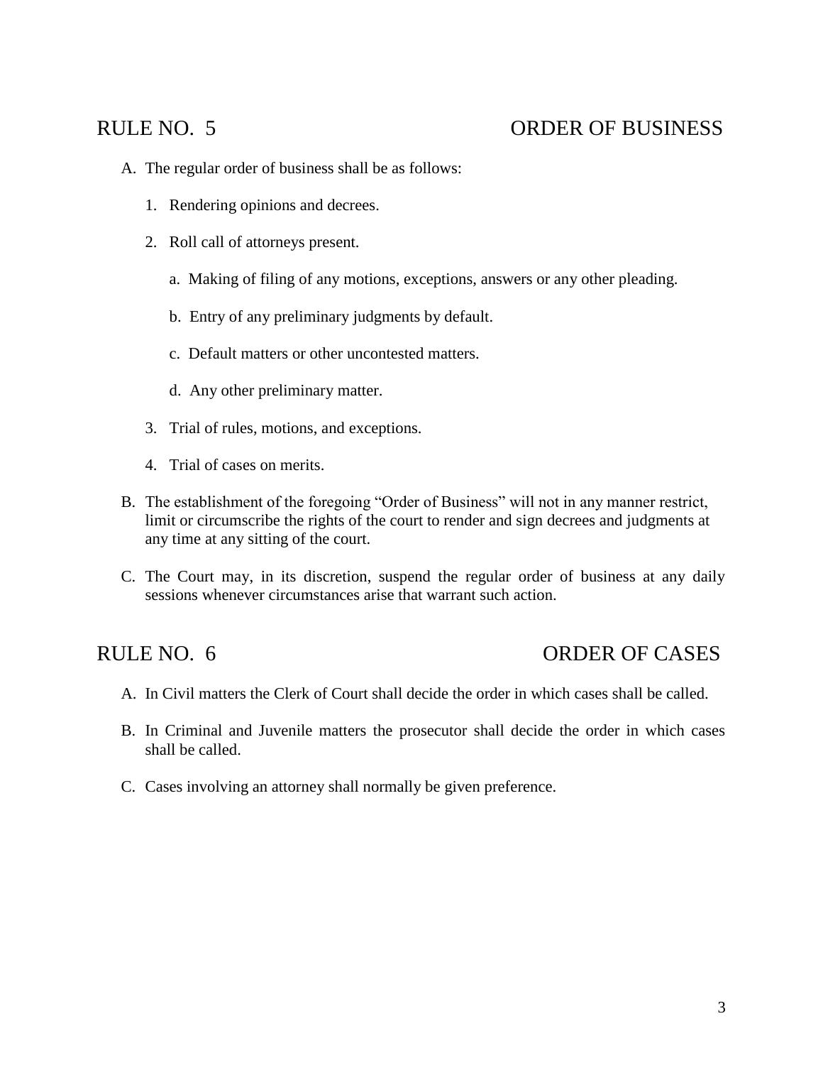## RULE NO. 5 ORDER OF BUSINESS

A. The regular order of business shall be as follows:

   1. Rendering opinions and decrees.

   2. Roll call of attorneys present.

      a. Making of filing of any motions, exceptions, answers or any other pleading.

      b. Entry of any preliminary judgments by default.

      c. Default matters or other uncontested matters.

      d. Any other preliminary matter.

   3. Trial of rules, motions, and exceptions.

   4. Trial of cases on merits.

B. The establishment of the foregoing "Order of Business" will not in any manner restrict, limit or circumscribe the rights of the court to render and sign decrees and judgments at any time at any sitting of the court.

C. The Court may, in its discretion, suspend the regular order of business at any daily sessions whenever circumstances arise that warrant such action.

## RULE NO. 6 ORDER OF CASES

A. In Civil matters the Clerk of Court shall decide the order in which cases shall be called.

B. In Criminal and Juvenile matters the prosecutor shall decide the order in which cases shall be called.

C. Cases involving an attorney shall normally be given preference.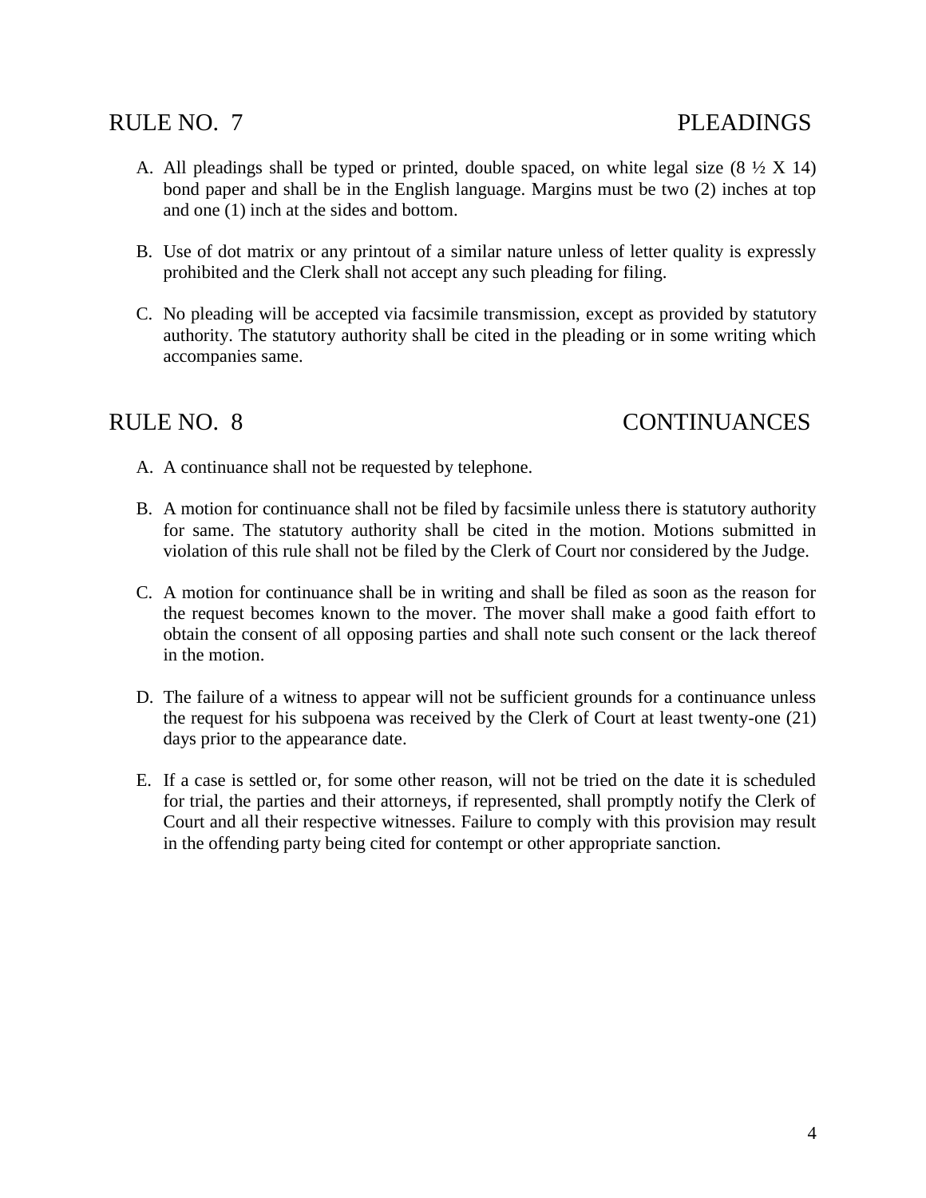## RULE NO. 7 PLEADINGS

A. All pleadings shall be typed or printed, double spaced, on white legal size (8 ½ X 14) bond paper and shall be in the English language. Margins must be two (2) inches at top and one (1) inch at the sides and bottom.

B. Use of dot matrix or any printout of a similar nature unless of letter quality is expressly prohibited and the Clerk shall not accept any such pleading for filing.

C. No pleading will be accepted via facsimile transmission, except as provided by statutory authority. The statutory authority shall be cited in the pleading or in some writing which accompanies same.

## RULE NO. 8 CONTINUANCES

A. A continuance shall not be requested by telephone.

B. A motion for continuance shall not be filed by facsimile unless there is statutory authority for same. The statutory authority shall be cited in the motion. Motions submitted in violation of this rule shall not be filed by the Clerk of Court nor considered by the Judge.

C. A motion for continuance shall be in writing and shall be filed as soon as the reason for the request becomes known to the mover. The mover shall make a good faith effort to obtain the consent of all opposing parties and shall note such consent or the lack thereof in the motion.

D. The failure of a witness to appear will not be sufficient grounds for a continuance unless the request for his subpoena was received by the Clerk of Court at least twenty-one (21) days prior to the appearance date.

E. If a case is settled or, for some other reason, will not be tried on the date it is scheduled for trial, the parties and their attorneys, if represented, shall promptly notify the Clerk of Court and all their respective witnesses. Failure to comply with this provision may result in the offending party being cited for contempt or other appropriate sanction.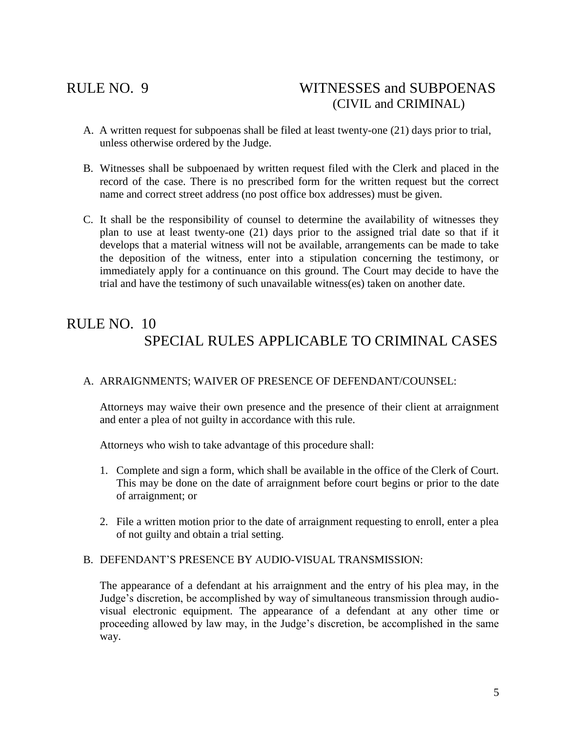## RULE NO. 9 WITNESSES and SUBPOENAS (CIVIL and CRIMINAL)

A. A written request for subpoenas shall be filed at least twenty-one (21) days prior to trial, unless otherwise ordered by the Judge.

B. Witnesses shall be subpoenaed by written request filed with the Clerk and placed in the record of the case. There is no prescribed form for the written request but the correct name and correct street address (no post office box addresses) must be given.

C. It shall be the responsibility of counsel to determine the availability of witnesses they plan to use at least twenty-one (21) days prior to the assigned trial date so that if it develops that a material witness will not be available, arrangements can be made to take the deposition of the witness, enter into a stipulation concerning the testimony, or immediately apply for a continuance on this ground. The Court may decide to have the trial and have the testimony of such unavailable witness(es) taken on another date.

## RULE NO. 10 SPECIAL RULES APPLICABLE TO CRIMINAL CASES

A. ARRAIGNMENTS; WAIVER OF PRESENCE OF DEFENDANT/COUNSEL:

Attorneys may waive their own presence and the presence of their client at arraignment and enter a plea of not guilty in accordance with this rule.

Attorneys who wish to take advantage of this procedure shall:

1. Complete and sign a form, which shall be available in the office of the Clerk of Court. This may be done on the date of arraignment before court begins or prior to the date of arraignment; or

2. File a written motion prior to the date of arraignment requesting to enroll, enter a plea of not guilty and obtain a trial setting.

B. DEFENDANT'S PRESENCE BY AUDIO-VISUAL TRANSMISSION:

The appearance of a defendant at his arraignment and the entry of his plea may, in the Judge's discretion, be accomplished by way of simultaneous transmission through audio-visual electronic equipment. The appearance of a defendant at any other time or proceeding allowed by law may, in the Judge's discretion, be accomplished in the same way.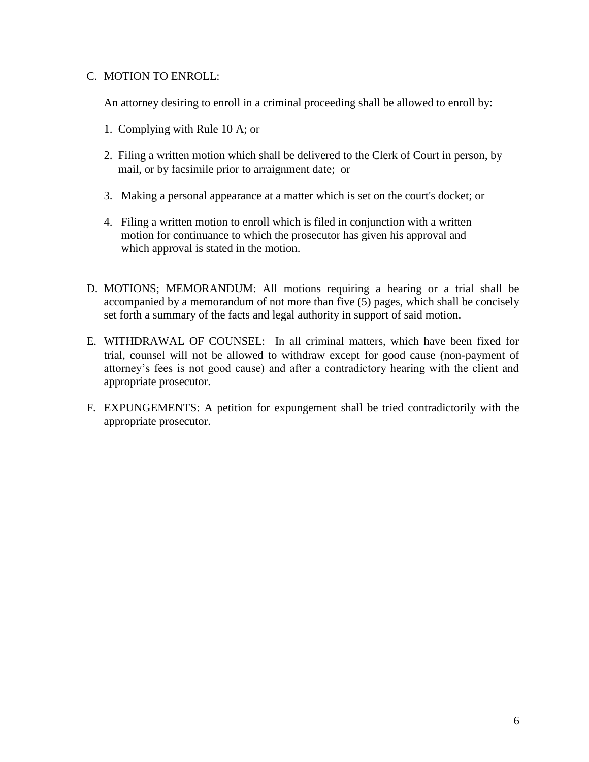C. MOTION TO ENROLL:

   An attorney desiring to enroll in a criminal proceeding shall be allowed to enroll by:

   1. Complying with Rule 10 A; or

   2. Filing a written motion which shall be delivered to the Clerk of Court in person, by mail, or by facsimile prior to arraignment date; or

   3. Making a personal appearance at a matter which is set on the court's docket; or

   4. Filing a written motion to enroll which is filed in conjunction with a written motion for continuance to which the prosecutor has given his approval and which approval is stated in the motion.

D. MOTIONS; MEMORANDUM: All motions requiring a hearing or a trial shall be accompanied by a memorandum of not more than five (5) pages, which shall be concisely set forth a summary of the facts and legal authority in support of said motion.

E. WITHDRAWAL OF COUNSEL: In all criminal matters, which have been fixed for trial, counsel will not be allowed to withdraw except for good cause (non-payment of attorney's fees is not good cause) and after a contradictory hearing with the client and appropriate prosecutor.

F. EXPUNGEMENTS: A petition for expungement shall be tried contradictorily with the appropriate prosecutor.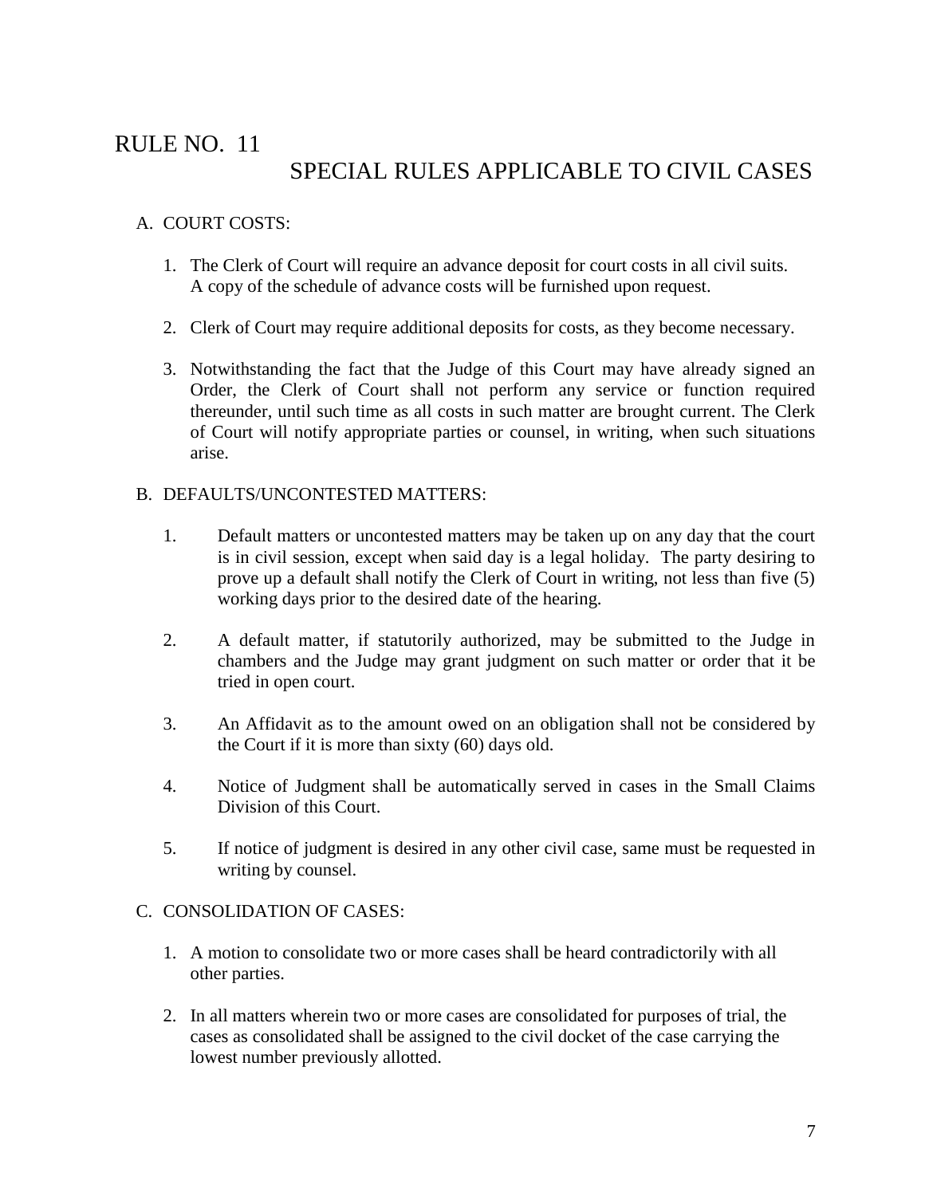# RULE NO. 11

## SPECIAL RULES APPLICABLE TO CIVIL CASES

A. COURT COSTS:

1. The Clerk of Court will require an advance deposit for court costs in all civil suits. A copy of the schedule of advance costs will be furnished upon request.

2. Clerk of Court may require additional deposits for costs, as they become necessary.

3. Notwithstanding the fact that the Judge of this Court may have already signed an Order, the Clerk of Court shall not perform any service or function required thereunder, until such time as all costs in such matter are brought current. The Clerk of Court will notify appropriate parties or counsel, in writing, when such situations arise.

B. DEFAULTS/UNCONTESTED MATTERS:

1. Default matters or uncontested matters may be taken up on any day that the court is in civil session, except when said day is a legal holiday. The party desiring to prove up a default shall notify the Clerk of Court in writing, not less than five (5) working days prior to the desired date of the hearing.

2. A default matter, if statutorily authorized, may be submitted to the Judge in chambers and the Judge may grant judgment on such matter or order that it be tried in open court.

3. An Affidavit as to the amount owed on an obligation shall not be considered by the Court if it is more than sixty (60) days old.

4. Notice of Judgment shall be automatically served in cases in the Small Claims Division of this Court.

5. If notice of judgment is desired in any other civil case, same must be requested in writing by counsel.

C. CONSOLIDATION OF CASES:

1. A motion to consolidate two or more cases shall be heard contradictorily with all other parties.

2. In all matters wherein two or more cases are consolidated for purposes of trial, the cases as consolidated shall be assigned to the civil docket of the case carrying the lowest number previously allotted.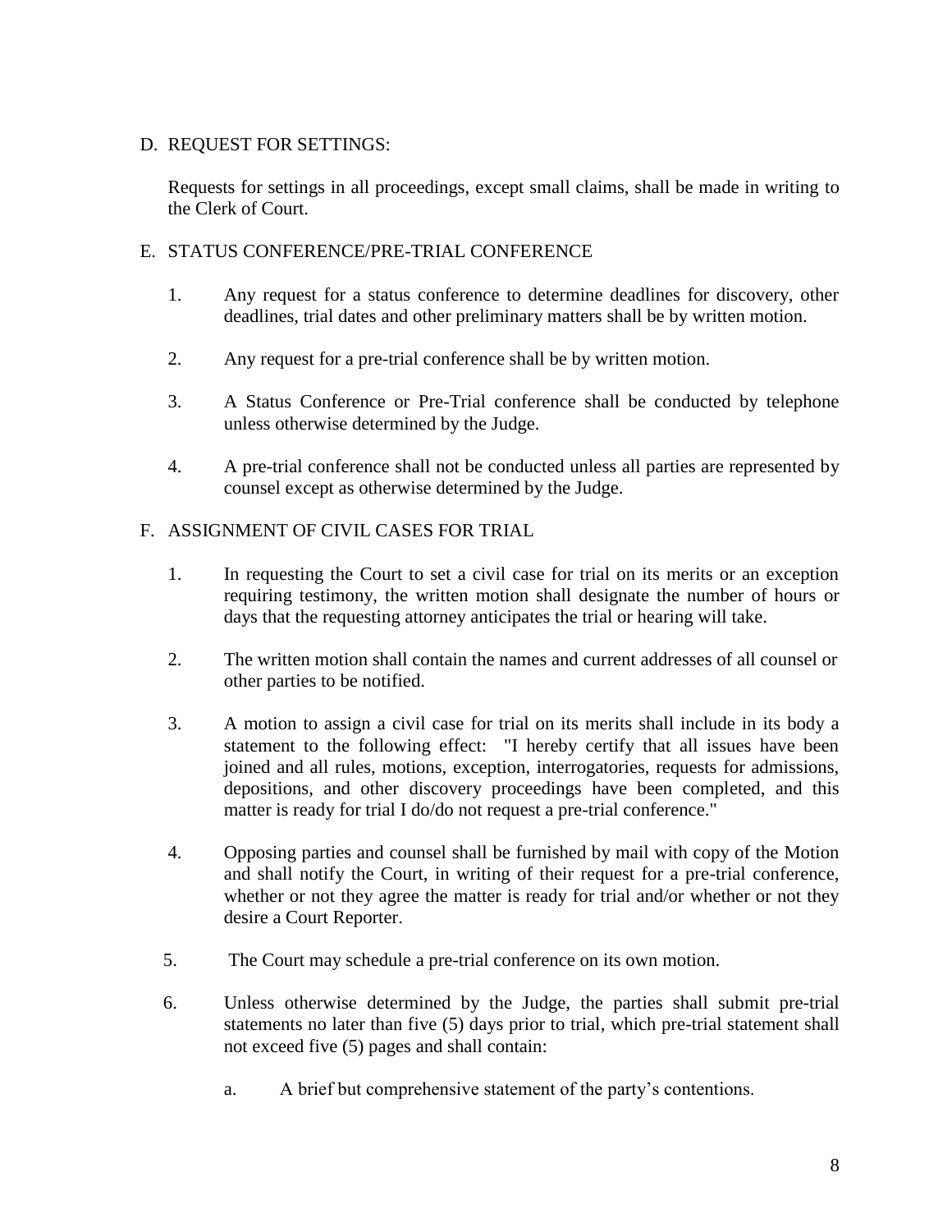## D. REQUEST FOR SETTINGS:

Requests for settings in all proceedings, except small claims, shall be made in writing to the Clerk of Court.

## E. STATUS CONFERENCE/PRE-TRIAL CONFERENCE

1. Any request for a status conference to determine deadlines for discovery, other deadlines, trial dates and other preliminary matters shall be by written motion.

2. Any request for a pre-trial conference shall be by written motion.

3. A Status Conference or Pre-Trial conference shall be conducted by telephone unless otherwise determined by the Judge.

4. A pre-trial conference shall not be conducted unless all parties are represented by counsel except as otherwise determined by the Judge.

## F. ASSIGNMENT OF CIVIL CASES FOR TRIAL

1. In requesting the Court to set a civil case for trial on its merits or an exception requiring testimony, the written motion shall designate the number of hours or days that the requesting attorney anticipates the trial or hearing will take.

2. The written motion shall contain the names and current addresses of all counsel or other parties to be notified.

3. A motion to assign a civil case for trial on its merits shall include in its body a statement to the following effect: "I hereby certify that all issues have been joined and all rules, motions, exception, interrogatories, requests for admissions, depositions, and other discovery proceedings have been completed, and this matter is ready for trial I do/do not request a pre-trial conference."

4. Opposing parties and counsel shall be furnished by mail with copy of the Motion and shall notify the Court, in writing of their request for a pre-trial conference, whether or not they agree the matter is ready for trial and/or whether or not they desire a Court Reporter.

5. The Court may schedule a pre-trial conference on its own motion.

6. Unless otherwise determined by the Judge, the parties shall submit pre-trial statements no later than five (5) days prior to trial, which pre-trial statement shall not exceed five (5) pages and shall contain:

   a. A brief but comprehensive statement of the party's contentions.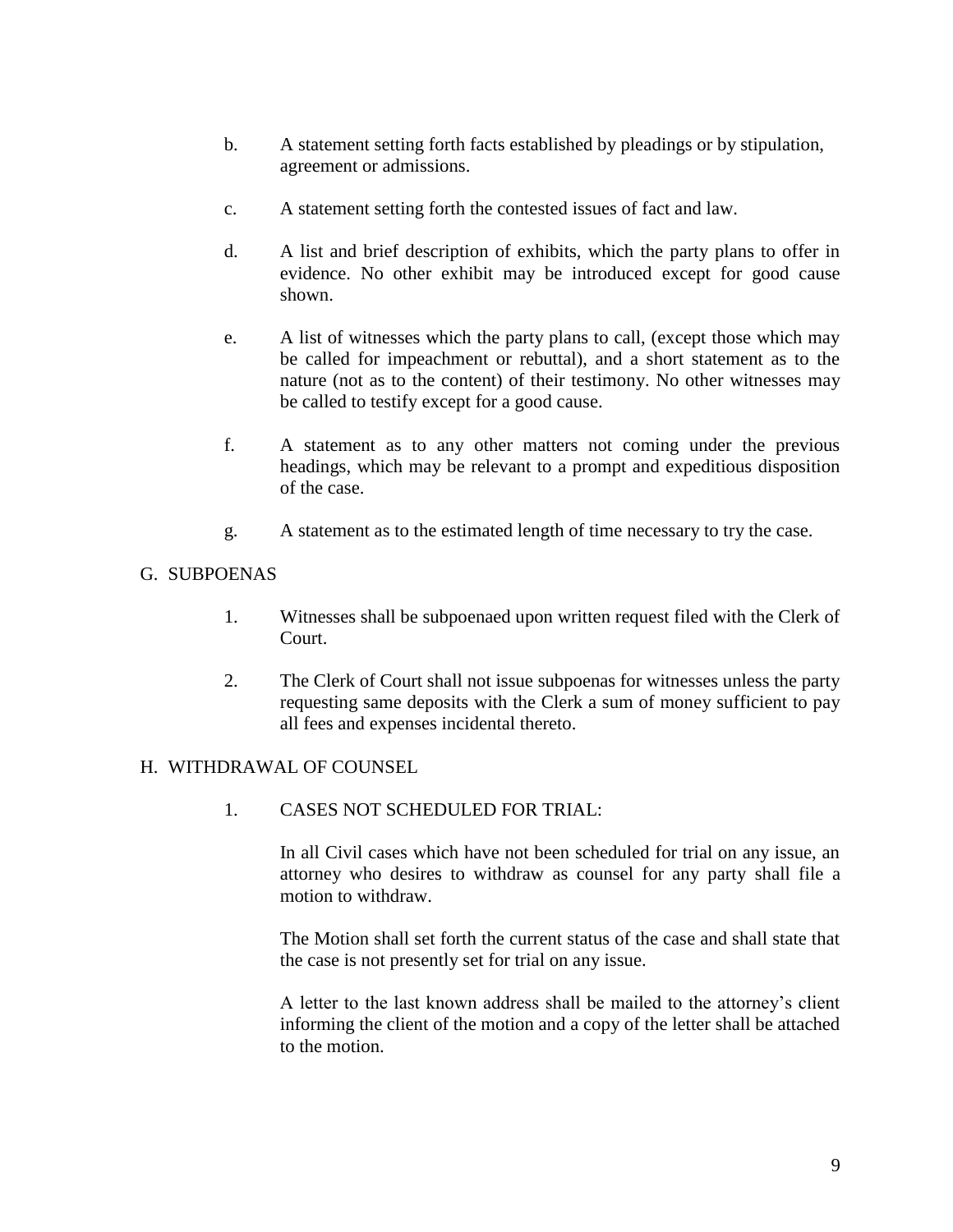b. A statement setting forth facts established by pleadings or by stipulation, agreement or admissions.

c. A statement setting forth the contested issues of fact and law.

d. A list and brief description of exhibits, which the party plans to offer in evidence. No other exhibit may be introduced except for good cause shown.

e. A list of witnesses which the party plans to call, (except those which may be called for impeachment or rebuttal), and a short statement as to the nature (not as to the content) of their testimony. No other witnesses may be called to testify except for a good cause.

f. A statement as to any other matters not coming under the previous headings, which may be relevant to a prompt and expeditious disposition of the case.

g. A statement as to the estimated length of time necessary to try the case.

## G. SUBPOENAS

1. Witnesses shall be subpoenaed upon written request filed with the Clerk of Court.

2. The Clerk of Court shall not issue subpoenas for witnesses unless the party requesting same deposits with the Clerk a sum of money sufficient to pay all fees and expenses incidental thereto.

## H. WITHDRAWAL OF COUNSEL

1. CASES NOT SCHEDULED FOR TRIAL:

   In all Civil cases which have not been scheduled for trial on any issue, an attorney who desires to withdraw as counsel for any party shall file a motion to withdraw.

   The Motion shall set forth the current status of the case and shall state that the case is not presently set for trial on any issue.

   A letter to the last known address shall be mailed to the attorney's client informing the client of the motion and a copy of the letter shall be attached to the motion.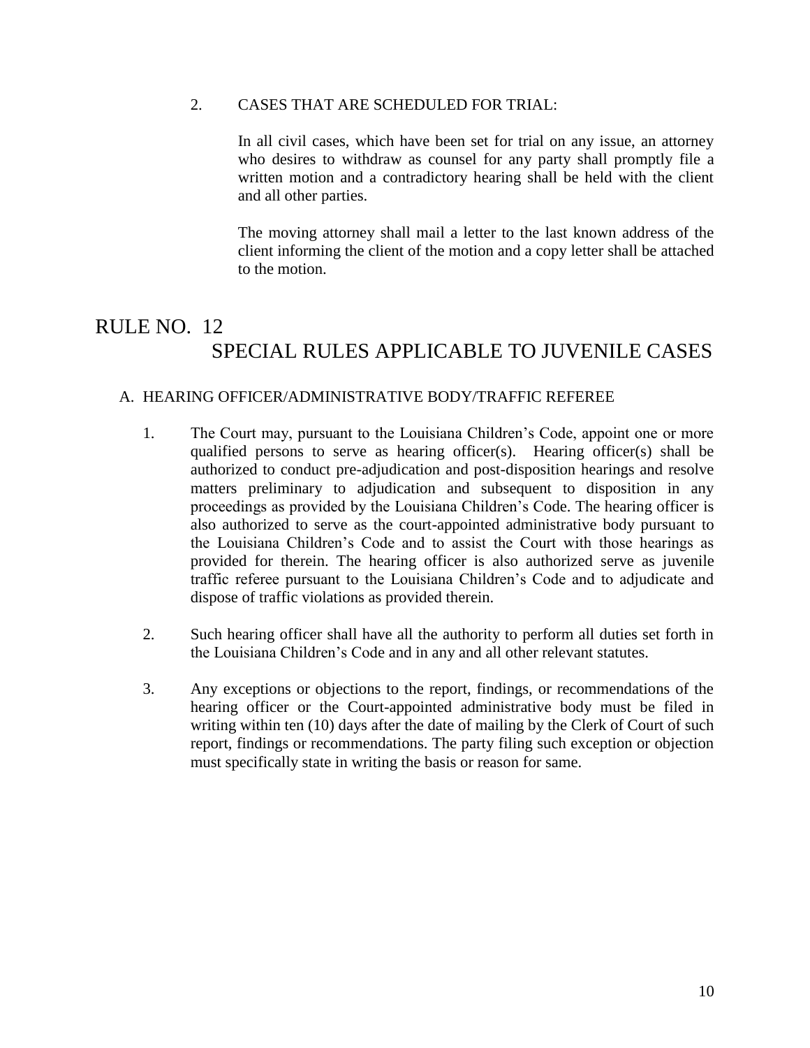2. CASES THAT ARE SCHEDULED FOR TRIAL:

   In all civil cases, which have been set for trial on any issue, an attorney who desires to withdraw as counsel for any party shall promptly file a written motion and a contradictory hearing shall be held with the client and all other parties.

   The moving attorney shall mail a letter to the last known address of the client informing the client of the motion and a copy letter shall be attached to the motion.

# RULE NO. 12

# SPECIAL RULES APPLICABLE TO JUVENILE CASES

## A. HEARING OFFICER/ADMINISTRATIVE BODY/TRAFFIC REFEREE

1. The Court may, pursuant to the Louisiana Children's Code, appoint one or more qualified persons to serve as hearing officer(s). Hearing officer(s) shall be authorized to conduct pre-adjudication and post-disposition hearings and resolve matters preliminary to adjudication and subsequent to disposition in any proceedings as provided by the Louisiana Children's Code. The hearing officer is also authorized to serve as the court-appointed administrative body pursuant to the Louisiana Children's Code and to assist the Court with those hearings as provided for therein. The hearing officer is also authorized serve as juvenile traffic referee pursuant to the Louisiana Children's Code and to adjudicate and dispose of traffic violations as provided therein.

2. Such hearing officer shall have all the authority to perform all duties set forth in the Louisiana Children's Code and in any and all other relevant statutes.

3. Any exceptions or objections to the report, findings, or recommendations of the hearing officer or the Court-appointed administrative body must be filed in writing within ten (10) days after the date of mailing by the Clerk of Court of such report, findings or recommendations. The party filing such exception or objection must specifically state in writing the basis or reason for same.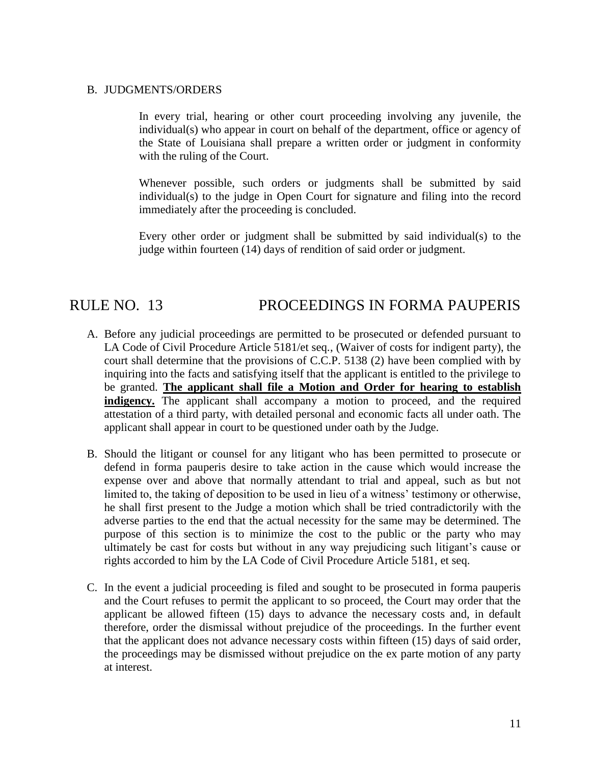B. JUDGMENTS/ORDERS

In every trial, hearing or other court proceeding involving any juvenile, the individual(s) who appear in court on behalf of the department, office or agency of the State of Louisiana shall prepare a written order or judgment in conformity with the ruling of the Court.

Whenever possible, such orders or judgments shall be submitted by said individual(s) to the judge in Open Court for signature and filing into the record immediately after the proceeding is concluded.

Every other order or judgment shall be submitted by said individual(s) to the judge within fourteen (14) days of rendition of said order or judgment.

## RULE NO. 13 PROCEEDINGS IN FORMA PAUPERIS

A. Before any judicial proceedings are permitted to be prosecuted or defended pursuant to LA Code of Civil Procedure Article 5181/et seq., (Waiver of costs for indigent party), the court shall determine that the provisions of C.C.P. 5138 (2) have been complied with by inquiring into the facts and satisfying itself that the applicant is entitled to the privilege to be granted. **The applicant shall file a Motion and Order for hearing to establish indigency.** The applicant shall accompany a motion to proceed, and the required attestation of a third party, with detailed personal and economic facts all under oath. The applicant shall appear in court to be questioned under oath by the Judge.

B. Should the litigant or counsel for any litigant who has been permitted to prosecute or defend in forma pauperis desire to take action in the cause which would increase the expense over and above that normally attendant to trial and appeal, such as but not limited to, the taking of deposition to be used in lieu of a witness' testimony or otherwise, he shall first present to the Judge a motion which shall be tried contradictorily with the adverse parties to the end that the actual necessity for the same may be determined. The purpose of this section is to minimize the cost to the public or the party who may ultimately be cast for costs but without in any way prejudicing such litigant's cause or rights accorded to him by the LA Code of Civil Procedure Article 5181, et seq.

C. In the event a judicial proceeding is filed and sought to be prosecuted in forma pauperis and the Court refuses to permit the applicant to so proceed, the Court may order that the applicant be allowed fifteen (15) days to advance the necessary costs and, in default therefore, order the dismissal without prejudice of the proceedings. In the further event that the applicant does not advance necessary costs within fifteen (15) days of said order, the proceedings may be dismissed without prejudice on the ex parte motion of any party at interest.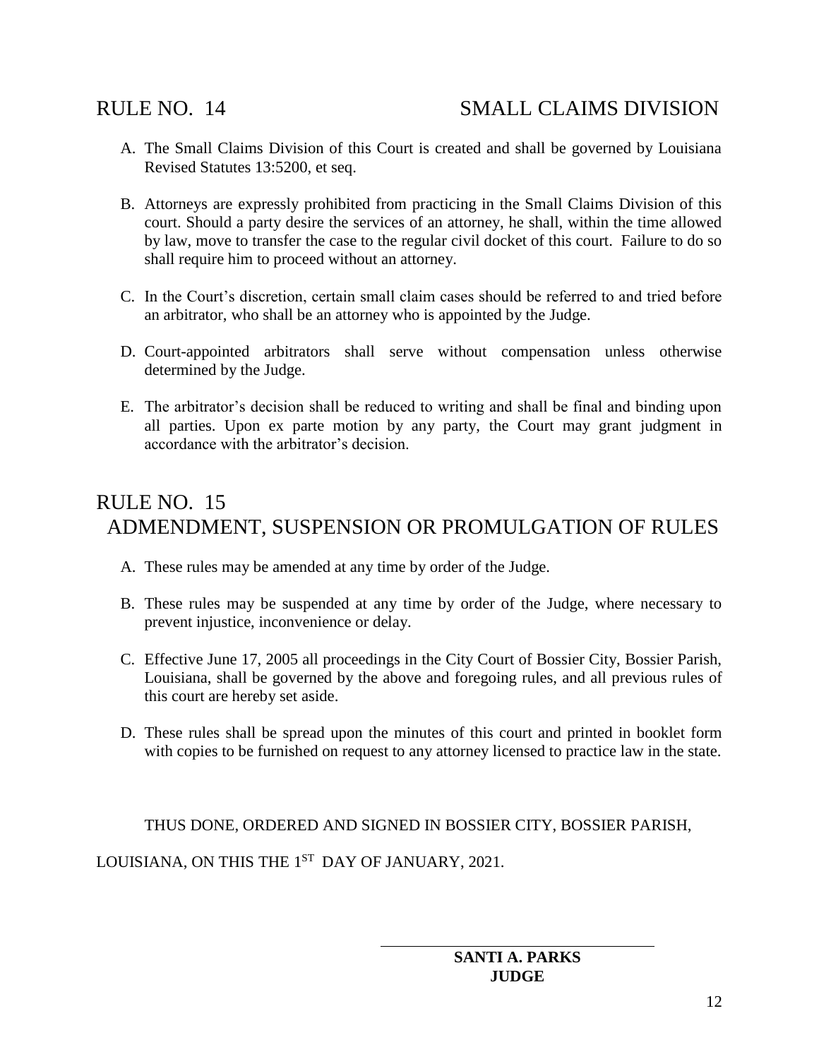## RULE NO. 14 SMALL CLAIMS DIVISION

A. The Small Claims Division of this Court is created and shall be governed by Louisiana Revised Statutes 13:5200, et seq.

B. Attorneys are expressly prohibited from practicing in the Small Claims Division of this court. Should a party desire the services of an attorney, he shall, within the time allowed by law, move to transfer the case to the regular civil docket of this court. Failure to do so shall require him to proceed without an attorney.

C. In the Court's discretion, certain small claim cases should be referred to and tried before an arbitrator, who shall be an attorney who is appointed by the Judge.

D. Court-appointed arbitrators shall serve without compensation unless otherwise determined by the Judge.

E. The arbitrator's decision shall be reduced to writing and shall be final and binding upon all parties. Upon ex parte motion by any party, the Court may grant judgment in accordance with the arbitrator's decision.

## RULE NO. 15 ADMENDMENT, SUSPENSION OR PROMULGATION OF RULES

A. These rules may be amended at any time by order of the Judge.

B. These rules may be suspended at any time by order of the Judge, where necessary to prevent injustice, inconvenience or delay.

C. Effective June 17, 2005 all proceedings in the City Court of Bossier City, Bossier Parish, Louisiana, shall be governed by the above and foregoing rules, and all previous rules of this court are hereby set aside.

D. These rules shall be spread upon the minutes of this court and printed in booklet form with copies to be furnished on request to any attorney licensed to practice law in the state.

THUS DONE, ORDERED AND SIGNED IN BOSSIER CITY, BOSSIER PARISH, LOUISIANA, ON THIS THE 1ST DAY OF JANUARY, 2021.

**SANTI A. PARKS**
**JUDGE**